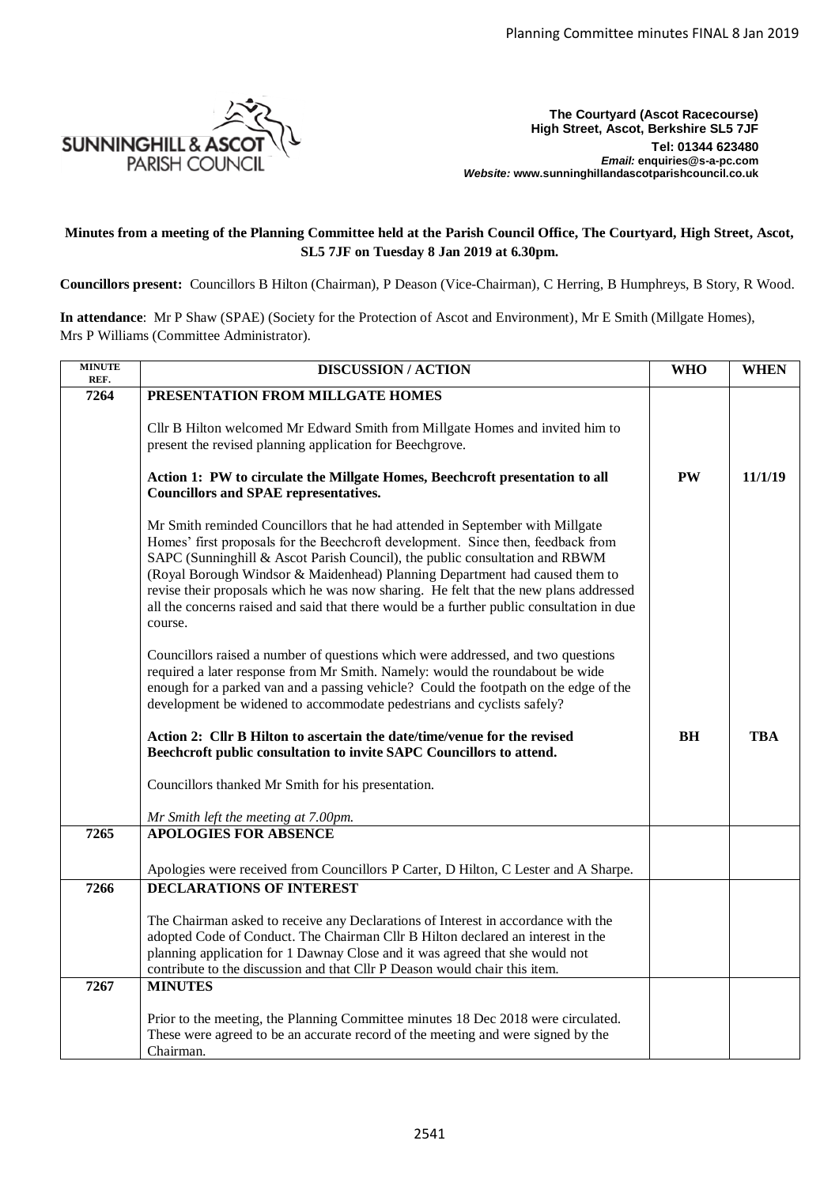**The Courtyard (Ascot Racecourse)**
**High Street, Ascot, Berkshire SL5 7JF**
**Tel: 01344 623480**
***Email:* enquiries@s-a-pc.com**
***Website:* www.sunninghillandascotparishcouncil.co.uk**

**Minutes from a meeting of the Planning Committee held at the Parish Council Office, The Courtyard, High Street, Ascot, SL5 7JF on Tuesday 8 Jan 2019 at 6.30pm.**

**Councillors present:** Councillors B Hilton (Chairman), P Deason (Vice-Chairman), C Herring, B Humphreys, B Story, R Wood.

**In attendance**: Mr P Shaw (SPAE) (Society for the Protection of Ascot and Environment), Mr E Smith (Millgate Homes), Mrs P Williams (Committee Administrator).

| MINUTE REF. | DISCUSSION / ACTION | WHO | WHEN |
|---|---|---|---|
| 7264 | **PRESENTATION FROM MILLGATE HOMES**<br><br>Cllr B Hilton welcomed Mr Edward Smith from Millgate Homes and invited him to present the revised planning application for Beechgrove.<br><br>**Action 1: PW to circulate the Millgate Homes, Beechcroft presentation to all Councillors and SPAE representatives.**<br><br>Mr Smith reminded Councillors that he had attended in September with Millgate Homes' first proposals for the Beechcroft development. Since then, feedback from SAPC (Sunninghill & Ascot Parish Council), the public consultation and RBWM (Royal Borough Windsor & Maidenhead) Planning Department had caused them to revise their proposals which he was now sharing. He felt that the new plans addressed all the concerns raised and said that there would be a further public consultation in due course.<br><br>Councillors raised a number of questions which were addressed, and two questions required a later response from Mr Smith. Namely: would the roundabout be wide enough for a parked van and a passing vehicle? Could the footpath on the edge of the development be widened to accommodate pedestrians and cyclists safely?<br><br>**Action 2: Cllr B Hilton to ascertain the date/time/venue for the revised Beechcroft public consultation to invite SAPC Councillors to attend.**<br><br>Councillors thanked Mr Smith for his presentation.<br><br>*Mr Smith left the meeting at 7.00pm.* | **PW**<br><br>**BH** | **11/1/19**<br><br>**TBA** |
| 7265 | **APOLOGIES FOR ABSENCE**<br><br>Apologies were received from Councillors P Carter, D Hilton, C Lester and A Sharpe. | | |
| 7266 | **DECLARATIONS OF INTEREST**<br><br>The Chairman asked to receive any Declarations of Interest in accordance with the adopted Code of Conduct. The Chairman Cllr B Hilton declared an interest in the planning application for 1 Dawnay Close and it was agreed that she would not contribute to the discussion and that Cllr P Deason would chair this item. | | |
| 7267 | **MINUTES**<br><br>Prior to the meeting, the Planning Committee minutes 18 Dec 2018 were circulated. These were agreed to be an accurate record of the meeting and were signed by the Chairman. | | |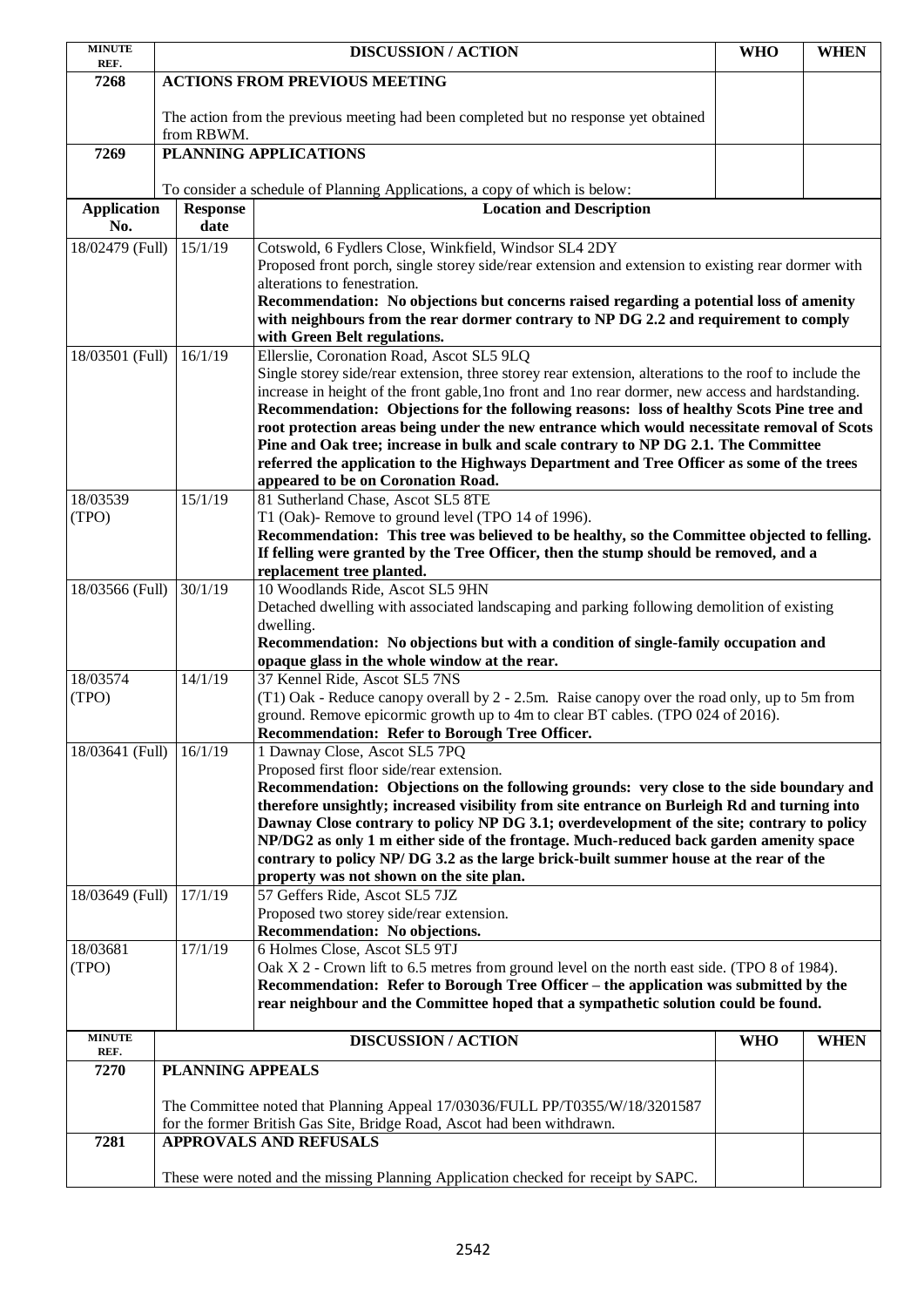| MINUTE REF. | DISCUSSION / ACTION | WHO | WHEN |
|---|---|---|---|
| 7268 | **ACTIONS FROM PREVIOUS MEETING**<br><br>The action from the previous meeting had been completed but no response yet obtained from RBWM. | | |
| 7269 | **PLANNING APPLICATIONS**<br><br>To consider a schedule of Planning Applications, a copy of which is below: | | |

| Application No. | Response date | Location and Description |
|---|---|---|
| 18/02479 (Full) | 15/1/19 | Cotswold, 6 Fydlers Close, Winkfield, Windsor SL4 2DY<br>Proposed front porch, single storey side/rear extension and extension to existing rear dormer with alterations to fenestration.<br>**Recommendation: No objections but concerns raised regarding a potential loss of amenity with neighbours from the rear dormer contrary to NP DG 2.2 and requirement to comply with Green Belt regulations.** |
| 18/03501 (Full) | 16/1/19 | Ellerslie, Coronation Road, Ascot SL5 9LQ<br>Single storey side/rear extension, three storey rear extension, alterations to the roof to include the increase in height of the front gable,1no front and 1no rear dormer, new access and hardstanding.<br>**Recommendation: Objections for the following reasons: loss of healthy Scots Pine tree and root protection areas being under the new entrance which would necessitate removal of Scots Pine and Oak tree; increase in bulk and scale contrary to NP DG 2.1. The Committee referred the application to the Highways Department and Tree Officer as some of the trees appeared to be on Coronation Road.** |
| 18/03539 (TPO) | 15/1/19 | 81 Sutherland Chase, Ascot SL5 8TE<br>T1 (Oak)- Remove to ground level (TPO 14 of 1996).<br>**Recommendation: This tree was believed to be healthy, so the Committee objected to felling. If felling were granted by the Tree Officer, then the stump should be removed, and a replacement tree planted.** |
| 18/03566 (Full) | 30/1/19 | 10 Woodlands Ride, Ascot SL5 9HN<br>Detached dwelling with associated landscaping and parking following demolition of existing dwelling.<br>**Recommendation: No objections but with a condition of single-family occupation and opaque glass in the whole window at the rear.** |
| 18/03574 (TPO) | 14/1/19 | 37 Kennel Ride, Ascot SL5 7NS<br>(T1) Oak - Reduce canopy overall by 2 - 2.5m. Raise canopy over the road only, up to 5m from ground. Remove epicormic growth up to 4m to clear BT cables. (TPO 024 of 2016).<br>**Recommendation: Refer to Borough Tree Officer.** |
| 18/03641 (Full) | 16/1/19 | 1 Dawnay Close, Ascot SL5 7PQ<br>Proposed first floor side/rear extension.<br>**Recommendation: Objections on the following grounds: very close to the side boundary and therefore unsightly; increased visibility from site entrance on Burleigh Rd and turning into Dawnay Close contrary to policy NP DG 3.1; overdevelopment of the site; contrary to policy NP/DG2 as only 1 m either side of the frontage. Much-reduced back garden amenity space contrary to policy NP/ DG 3.2 as the large brick-built summer house at the rear of the property was not shown on the site plan.** |
| 18/03649 (Full) | 17/1/19 | 57 Geffers Ride, Ascot SL5 7JZ<br>Proposed two storey side/rear extension.<br>**Recommendation: No objections.** |
| 18/03681 (TPO) | 17/1/19 | 6 Holmes Close, Ascot SL5 9TJ<br>Oak X 2 - Crown lift to 6.5 metres from ground level on the north east side. (TPO 8 of 1984).<br>**Recommendation: Refer to Borough Tree Officer – the application was submitted by the rear neighbour and the Committee hoped that a sympathetic solution could be found.** |

| MINUTE REF. | DISCUSSION / ACTION | WHO | WHEN |
|---|---|---|---|
| 7270 | **PLANNING APPEALS**<br><br>The Committee noted that Planning Appeal 17/03036/FULL PP/T0355/W/18/3201587 for the former British Gas Site, Bridge Road, Ascot had been withdrawn. | | |
| 7281 | **APPROVALS AND REFUSALS**<br><br>These were noted and the missing Planning Application checked for receipt by SAPC. | | |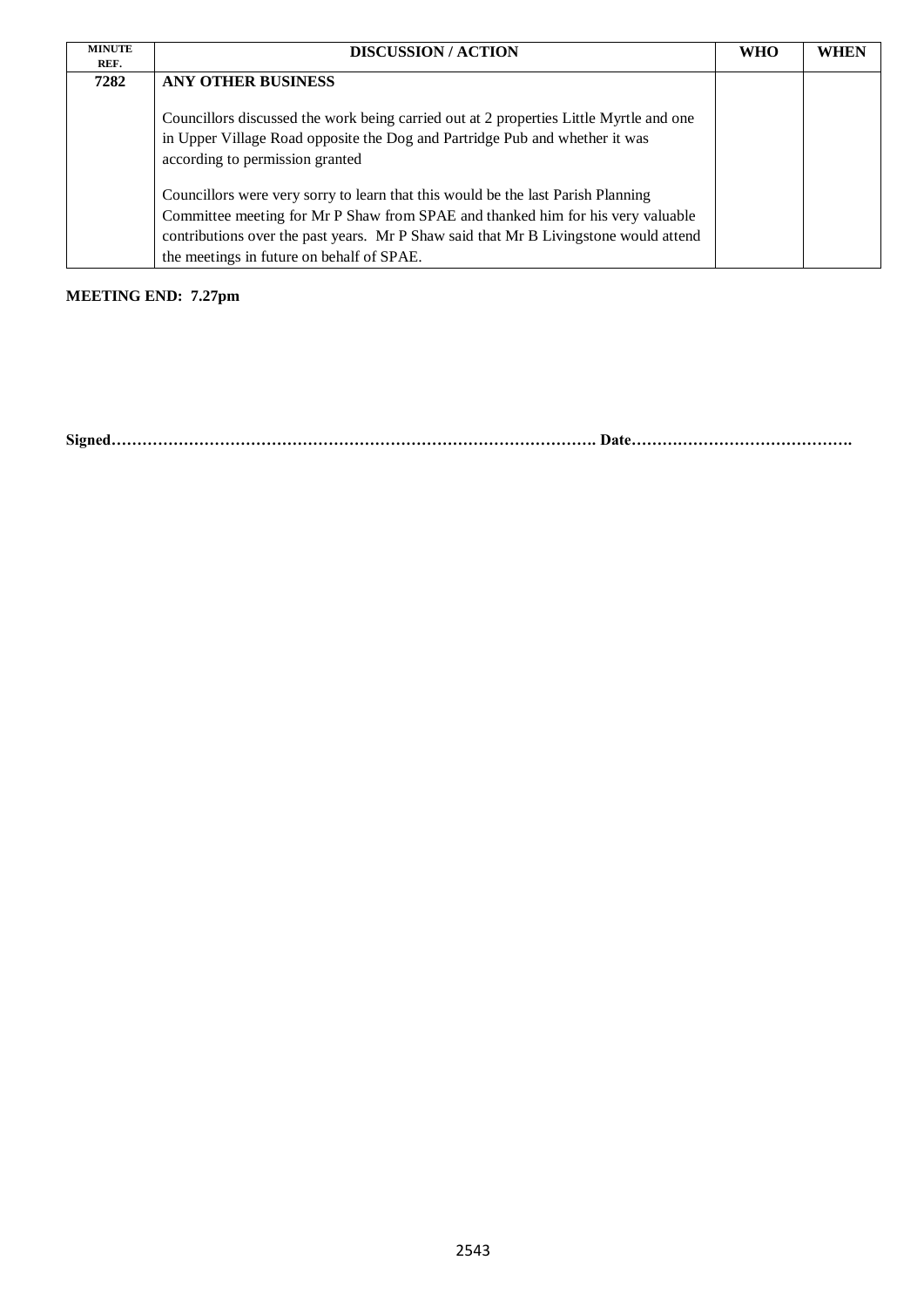| MINUTE REF. | DISCUSSION / ACTION | WHO | WHEN |
|---|---|---|---|
| 7282 | **ANY OTHER BUSINESS**<br><br>Councillors discussed the work being carried out at 2 properties Little Myrtle and one in Upper Village Road opposite the Dog and Partridge Pub and whether it was according to permission granted<br><br>Councillors were very sorry to learn that this would be the last Parish Planning Committee meeting for Mr P Shaw from SPAE and thanked him for his very valuable contributions over the past years. Mr P Shaw said that Mr B Livingstone would attend the meetings in future on behalf of SPAE. | | |

**MEETING END: 7.27pm**

**Signed……………………………………………………………………………………. Date…………………………………….**